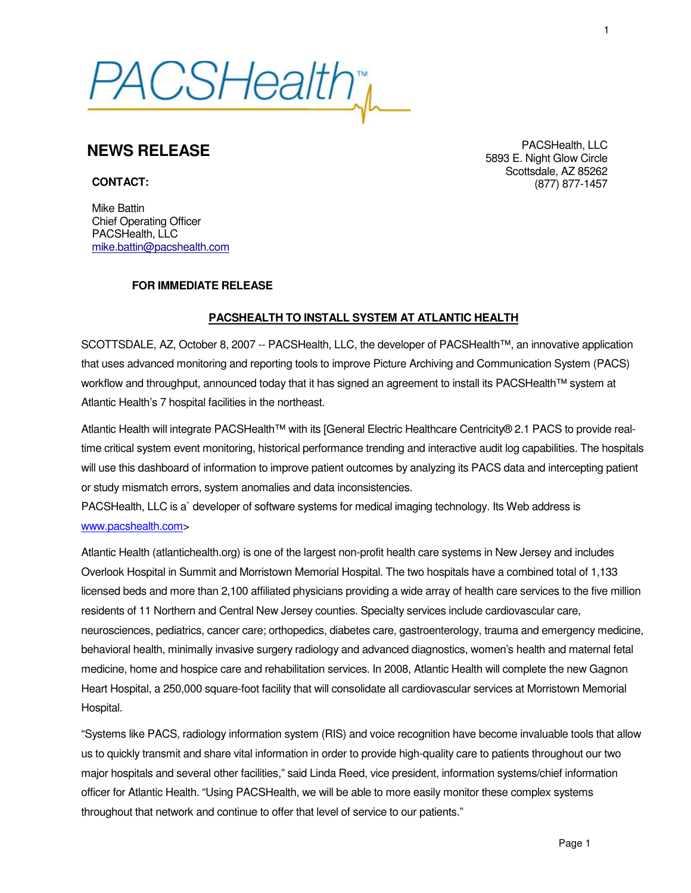# PACSHealth™

## NEWS RELEASE

PACSHealth, LLC
5893 E. Night Glow Circle
Scottsdale, AZ 85262
(877) 877-1457

**CONTACT:**

Mike Battin
Chief Operating Officer
PACSHealth, LLC
mike.battin@pacshealth.com

**FOR IMMEDIATE RELEASE**

**PACSHEALTH TO INSTALL SYSTEM AT ATLANTIC HEALTH**

SCOTTSDALE, AZ, October 8, 2007 -- PACSHealth, LLC, the developer of PACSHealth™, an innovative application that uses advanced monitoring and reporting tools to improve Picture Archiving and Communication System (PACS) workflow and throughput, announced today that it has signed an agreement to install its PACSHealth™ system at Atlantic Health's 7 hospital facilities in the northeast.

Atlantic Health will integrate PACSHealth™ with its [General Electric Healthcare Centricity® 2.1 PACS to provide real-time critical system event monitoring, historical performance trending and interactive audit log capabilities. The hospitals will use this dashboard of information to improve patient outcomes by analyzing its PACS data and intercepting patient or study mismatch errors, system anomalies and data inconsistencies.

PACSHealth, LLC is a` developer of software systems for medical imaging technology. Its Web address is www.pacshealth.com>

Atlantic Health (atlantichealth.org) is one of the largest non-profit health care systems in New Jersey and includes Overlook Hospital in Summit and Morristown Memorial Hospital. The two hospitals have a combined total of 1,133 licensed beds and more than 2,100 affiliated physicians providing a wide array of health care services to the five million residents of 11 Northern and Central New Jersey counties. Specialty services include cardiovascular care, neurosciences, pediatrics, cancer care; orthopedics, diabetes care, gastroenterology, trauma and emergency medicine, behavioral health, minimally invasive surgery radiology and advanced diagnostics, women's health and maternal fetal medicine, home and hospice care and rehabilitation services. In 2008, Atlantic Health will complete the new Gagnon Heart Hospital, a 250,000 square-foot facility that will consolidate all cardiovascular services at Morristown Memorial Hospital.

"Systems like PACS, radiology information system (RIS) and voice recognition have become invaluable tools that allow us to quickly transmit and share vital information in order to provide high-quality care to patients throughout our two major hospitals and several other facilities," said Linda Reed, vice president, information systems/chief information officer for Atlantic Health. "Using PACSHealth, we will be able to more easily monitor these complex systems throughout that network and continue to offer that level of service to our patients."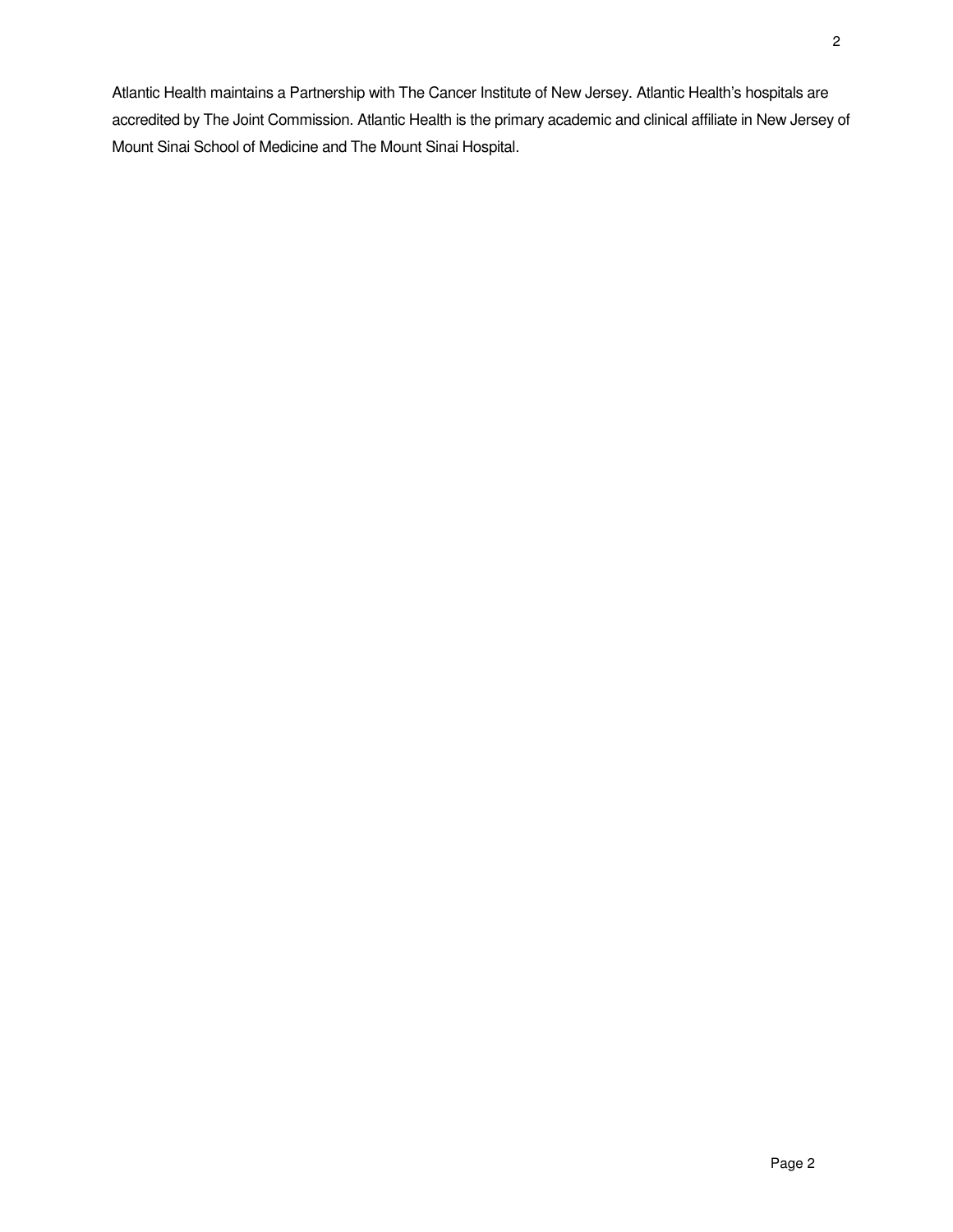Atlantic Health maintains a Partnership with The Cancer Institute of New Jersey. Atlantic Health's hospitals are accredited by The Joint Commission. Atlantic Health is the primary academic and clinical affiliate in New Jersey of Mount Sinai School of Medicine and The Mount Sinai Hospital.